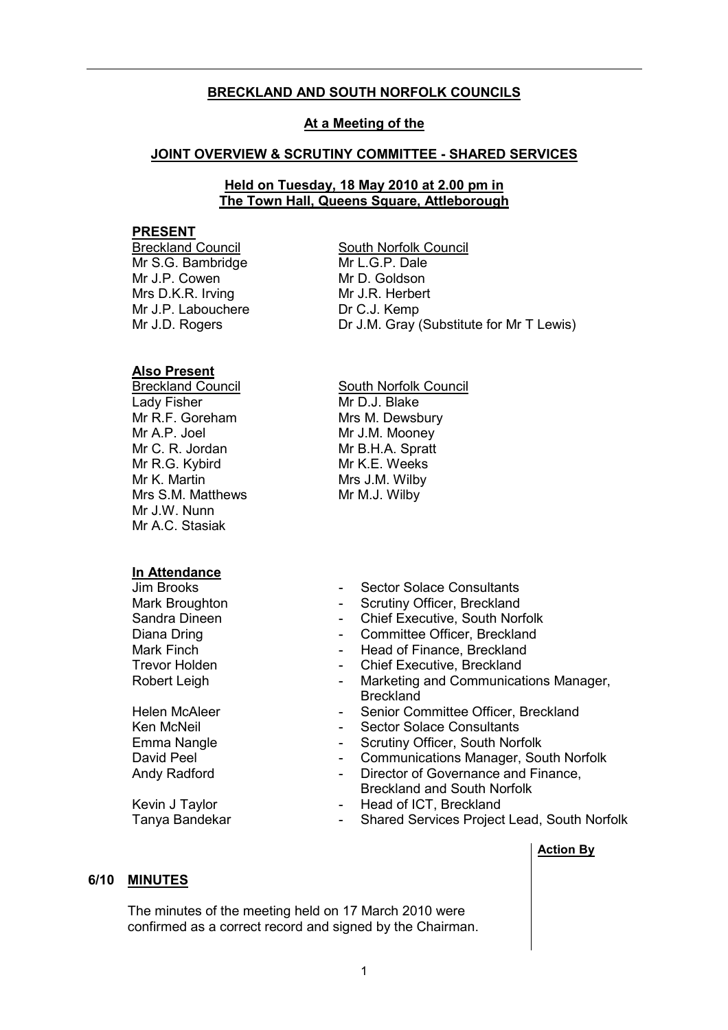**BRECKLAND AND SOUTH NORFOLK COUNCILS**

**At a Meeting of the**

**JOINT OVERVIEW & SCRUTINY COMMITTEE - SHARED SERVICES**

**Held on Tuesday, 18 May 2010 at 2.00 pm in The Town Hall, Queens Square, Attleborough**

**PRESENT**

| Breckland Council | South Norfolk Council |
|---|---|
| Mr S.G. Bambridge | Mr L.G.P. Dale |
| Mr J.P. Cowen | Mr D. Goldson |
| Mrs D.K.R. Irving | Mr J.R. Herbert |
| Mr J.P. Labouchere | Dr C.J. Kemp |
| Mr J.D. Rogers | Dr J.M. Gray (Substitute for Mr T Lewis) |

**Also Present**

| Breckland Council | South Norfolk Council |
|---|---|
| Lady Fisher | Mr D.J. Blake |
| Mr R.F. Goreham | Mrs M. Dewsbury |
| Mr A.P. Joel | Mr J.M. Mooney |
| Mr C. R. Jordan | Mr B.H.A. Spratt |
| Mr R.G. Kybird | Mr K.E. Weeks |
| Mr K. Martin | Mrs J.M. Wilby |
| Mrs S.M. Matthews | Mr M.J. Wilby |
| Mr J.W. Nunn | |
| Mr A.C. Stasiak | |

**In Attendance**

| | |
|---|---|
| Jim Brooks | - Sector Solace Consultants |
| Mark Broughton | - Scrutiny Officer, Breckland |
| Sandra Dineen | - Chief Executive, South Norfolk |
| Diana Dring | - Committee Officer, Breckland |
| Mark Finch | - Head of Finance, Breckland |
| Trevor Holden | - Chief Executive, Breckland |
| Robert Leigh | - Marketing and Communications Manager, Breckland |
| Helen McAleer | - Senior Committee Officer, Breckland |
| Ken McNeil | - Sector Solace Consultants |
| Emma Nangle | - Scrutiny Officer, South Norfolk |
| David Peel | - Communications Manager, South Norfolk |
| Andy Radford | - Director of Governance and Finance, Breckland and South Norfolk |
| Kevin J Taylor | - Head of ICT, Breckland |
| Tanya Bandekar | - Shared Services Project Lead, South Norfolk |

| | | Action By |
|---|---|---|
| **6/10** | **MINUTES** | |
| | The minutes of the meeting held on 17 March 2010 were confirmed as a correct record and signed by the Chairman. | |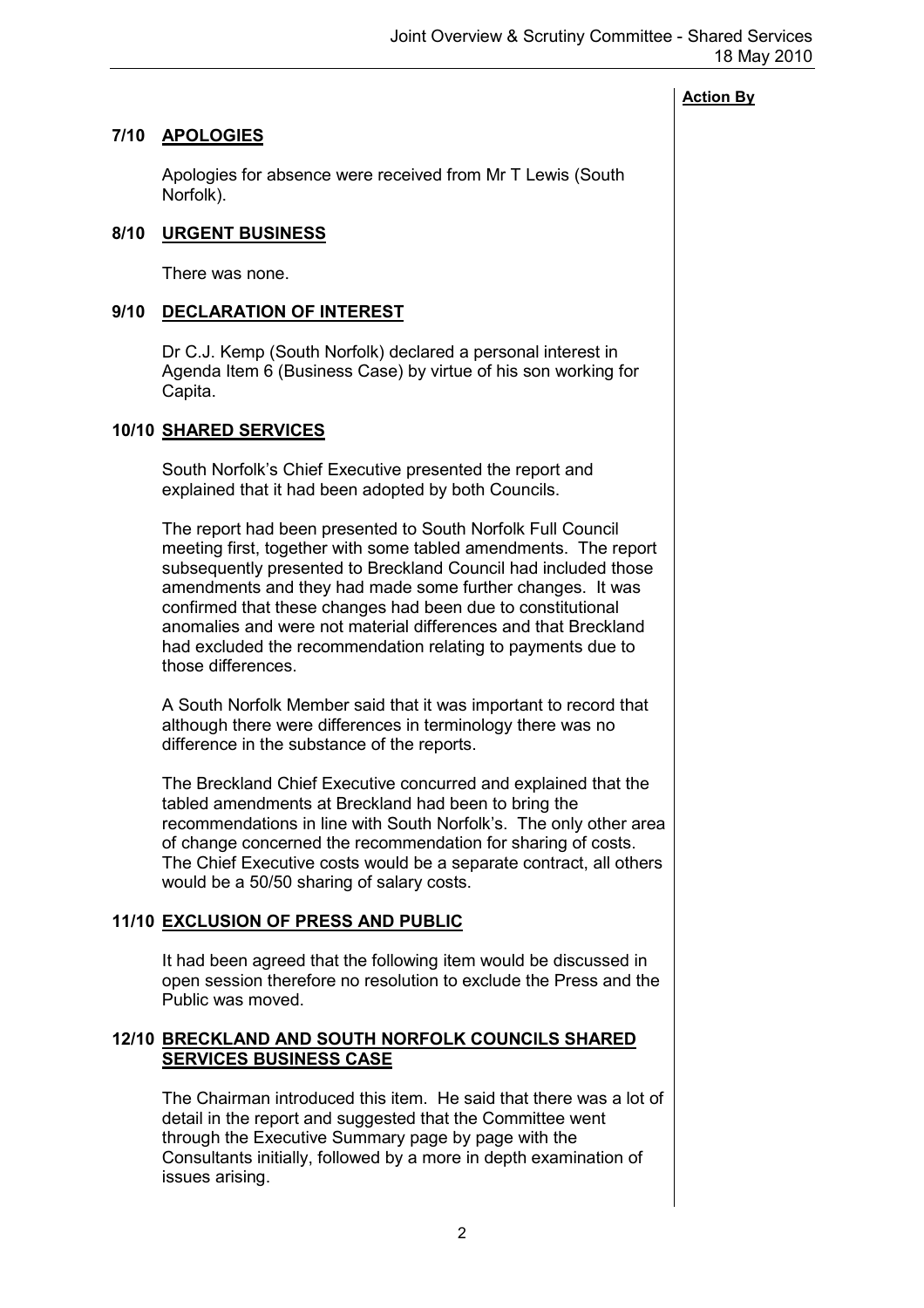**Action By**

## 7/10 APOLOGIES

Apologies for absence were received from Mr T Lewis (South Norfolk).

## 8/10 URGENT BUSINESS

There was none.

## 9/10 DECLARATION OF INTEREST

Dr C.J. Kemp (South Norfolk) declared a personal interest in Agenda Item 6 (Business Case) by virtue of his son working for Capita.

## 10/10 SHARED SERVICES

South Norfolk's Chief Executive presented the report and explained that it had been adopted by both Councils.

The report had been presented to South Norfolk Full Council meeting first, together with some tabled amendments. The report subsequently presented to Breckland Council had included those amendments and they had made some further changes. It was confirmed that these changes had been due to constitutional anomalies and were not material differences and that Breckland had excluded the recommendation relating to payments due to those differences.

A South Norfolk Member said that it was important to record that although there were differences in terminology there was no difference in the substance of the reports.

The Breckland Chief Executive concurred and explained that the tabled amendments at Breckland had been to bring the recommendations in line with South Norfolk's. The only other area of change concerned the recommendation for sharing of costs. The Chief Executive costs would be a separate contract, all others would be a 50/50 sharing of salary costs.

## 11/10 EXCLUSION OF PRESS AND PUBLIC

It had been agreed that the following item would be discussed in open session therefore no resolution to exclude the Press and the Public was moved.

## 12/10 BRECKLAND AND SOUTH NORFOLK COUNCILS SHARED SERVICES BUSINESS CASE

The Chairman introduced this item. He said that there was a lot of detail in the report and suggested that the Committee went through the Executive Summary page by page with the Consultants initially, followed by a more in depth examination of issues arising.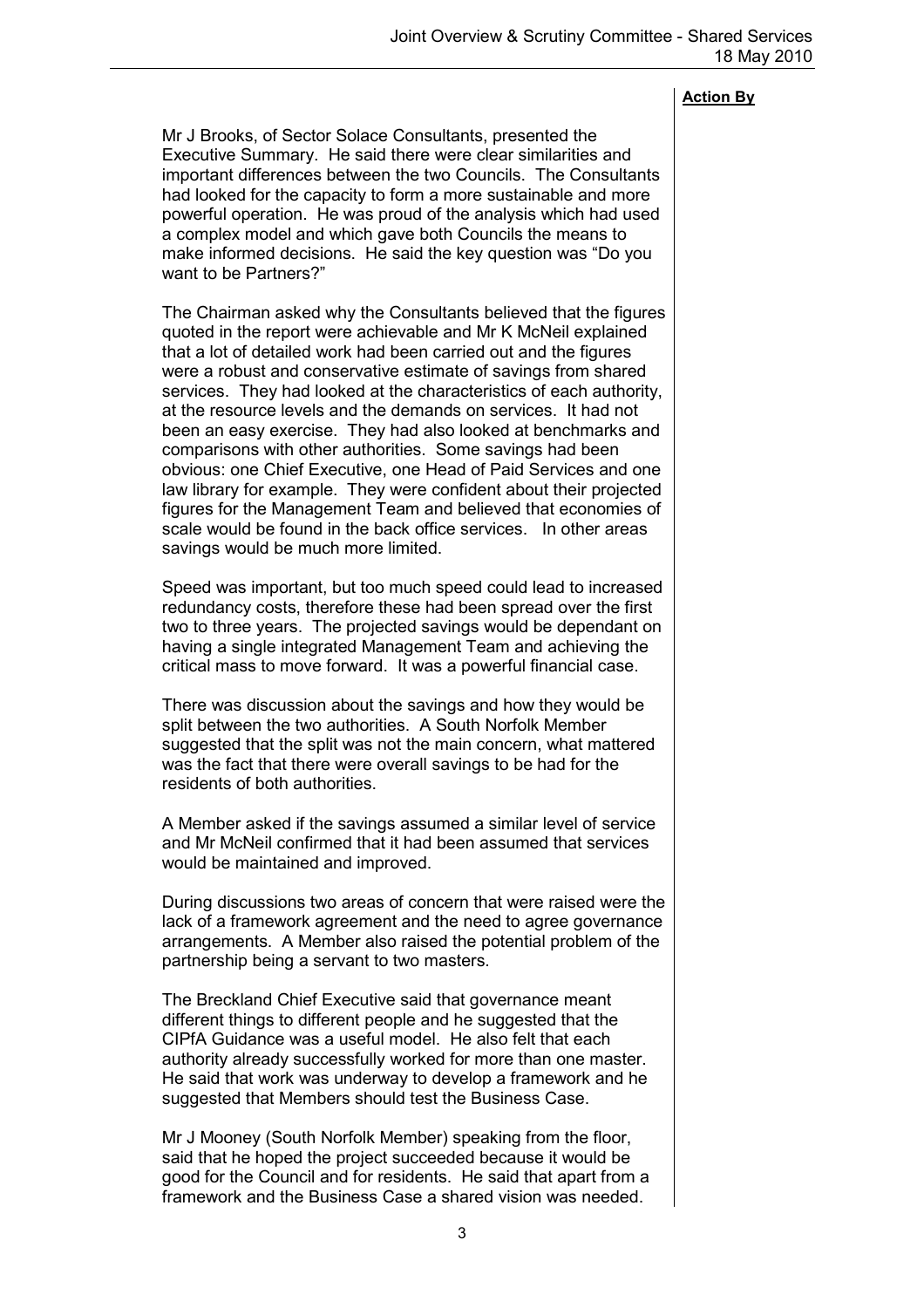**Action By**

Mr J Brooks, of Sector Solace Consultants, presented the Executive Summary. He said there were clear similarities and important differences between the two Councils. The Consultants had looked for the capacity to form a more sustainable and more powerful operation. He was proud of the analysis which had used a complex model and which gave both Councils the means to make informed decisions. He said the key question was "Do you want to be Partners?"

The Chairman asked why the Consultants believed that the figures quoted in the report were achievable and Mr K McNeil explained that a lot of detailed work had been carried out and the figures were a robust and conservative estimate of savings from shared services. They had looked at the characteristics of each authority, at the resource levels and the demands on services. It had not been an easy exercise. They had also looked at benchmarks and comparisons with other authorities. Some savings had been obvious: one Chief Executive, one Head of Paid Services and one law library for example. They were confident about their projected figures for the Management Team and believed that economies of scale would be found in the back office services. In other areas savings would be much more limited.

Speed was important, but too much speed could lead to increased redundancy costs, therefore these had been spread over the first two to three years. The projected savings would be dependant on having a single integrated Management Team and achieving the critical mass to move forward. It was a powerful financial case.

There was discussion about the savings and how they would be split between the two authorities. A South Norfolk Member suggested that the split was not the main concern, what mattered was the fact that there were overall savings to be had for the residents of both authorities.

A Member asked if the savings assumed a similar level of service and Mr McNeil confirmed that it had been assumed that services would be maintained and improved.

During discussions two areas of concern that were raised were the lack of a framework agreement and the need to agree governance arrangements. A Member also raised the potential problem of the partnership being a servant to two masters.

The Breckland Chief Executive said that governance meant different things to different people and he suggested that the CIPfA Guidance was a useful model. He also felt that each authority already successfully worked for more than one master. He said that work was underway to develop a framework and he suggested that Members should test the Business Case.

Mr J Mooney (South Norfolk Member) speaking from the floor, said that he hoped the project succeeded because it would be good for the Council and for residents. He said that apart from a framework and the Business Case a shared vision was needed.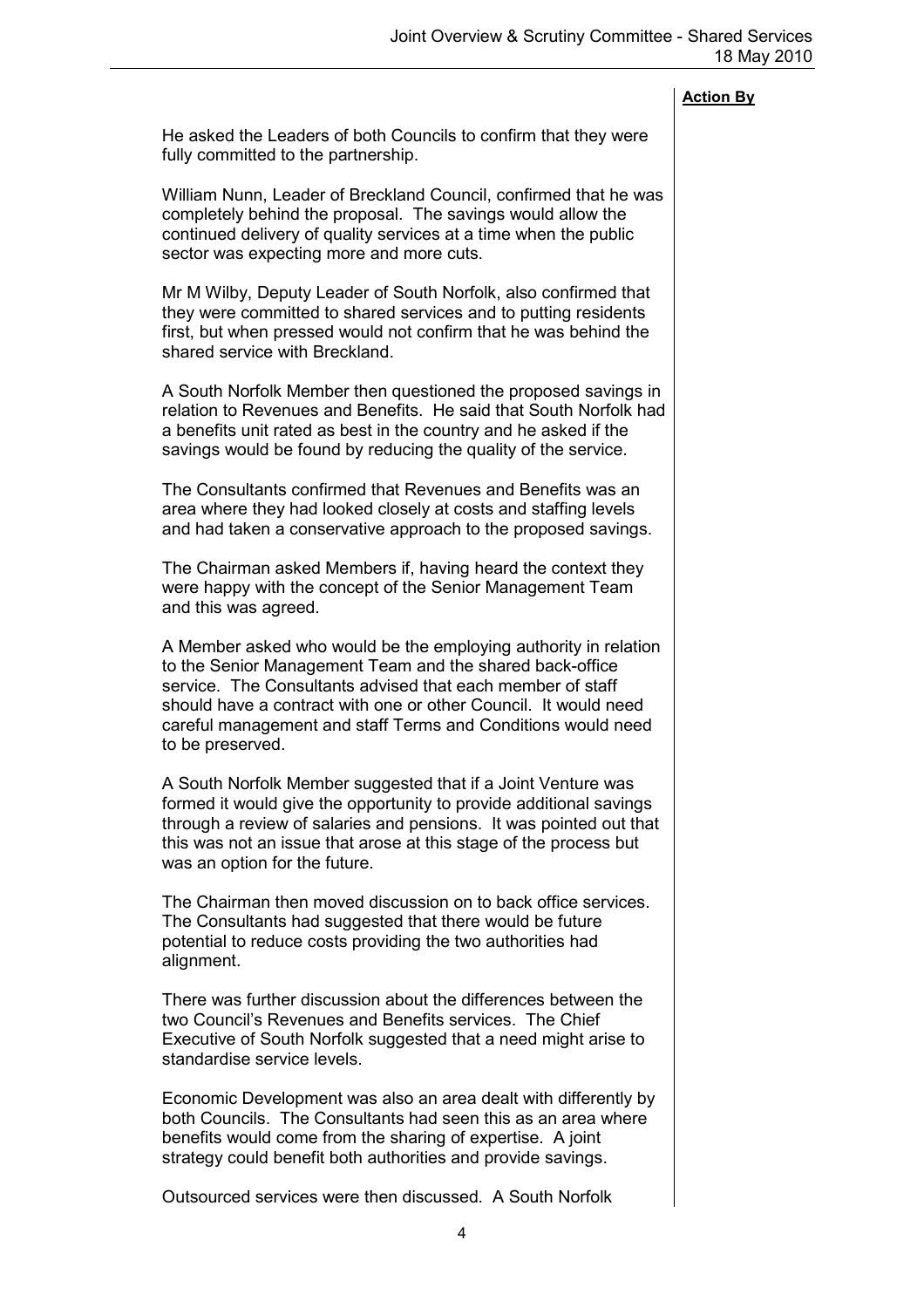**Action By**

He asked the Leaders of both Councils to confirm that they were fully committed to the partnership.

William Nunn, Leader of Breckland Council, confirmed that he was completely behind the proposal. The savings would allow the continued delivery of quality services at a time when the public sector was expecting more and more cuts.

Mr M Wilby, Deputy Leader of South Norfolk, also confirmed that they were committed to shared services and to putting residents first, but when pressed would not confirm that he was behind the shared service with Breckland.

A South Norfolk Member then questioned the proposed savings in relation to Revenues and Benefits. He said that South Norfolk had a benefits unit rated as best in the country and he asked if the savings would be found by reducing the quality of the service.

The Consultants confirmed that Revenues and Benefits was an area where they had looked closely at costs and staffing levels and had taken a conservative approach to the proposed savings.

The Chairman asked Members if, having heard the context they were happy with the concept of the Senior Management Team and this was agreed.

A Member asked who would be the employing authority in relation to the Senior Management Team and the shared back-office service. The Consultants advised that each member of staff should have a contract with one or other Council. It would need careful management and staff Terms and Conditions would need to be preserved.

A South Norfolk Member suggested that if a Joint Venture was formed it would give the opportunity to provide additional savings through a review of salaries and pensions. It was pointed out that this was not an issue that arose at this stage of the process but was an option for the future.

The Chairman then moved discussion on to back office services. The Consultants had suggested that there would be future potential to reduce costs providing the two authorities had alignment.

There was further discussion about the differences between the two Council's Revenues and Benefits services. The Chief Executive of South Norfolk suggested that a need might arise to standardise service levels.

Economic Development was also an area dealt with differently by both Councils. The Consultants had seen this as an area where benefits would come from the sharing of expertise. A joint strategy could benefit both authorities and provide savings.

Outsourced services were then discussed. A South Norfolk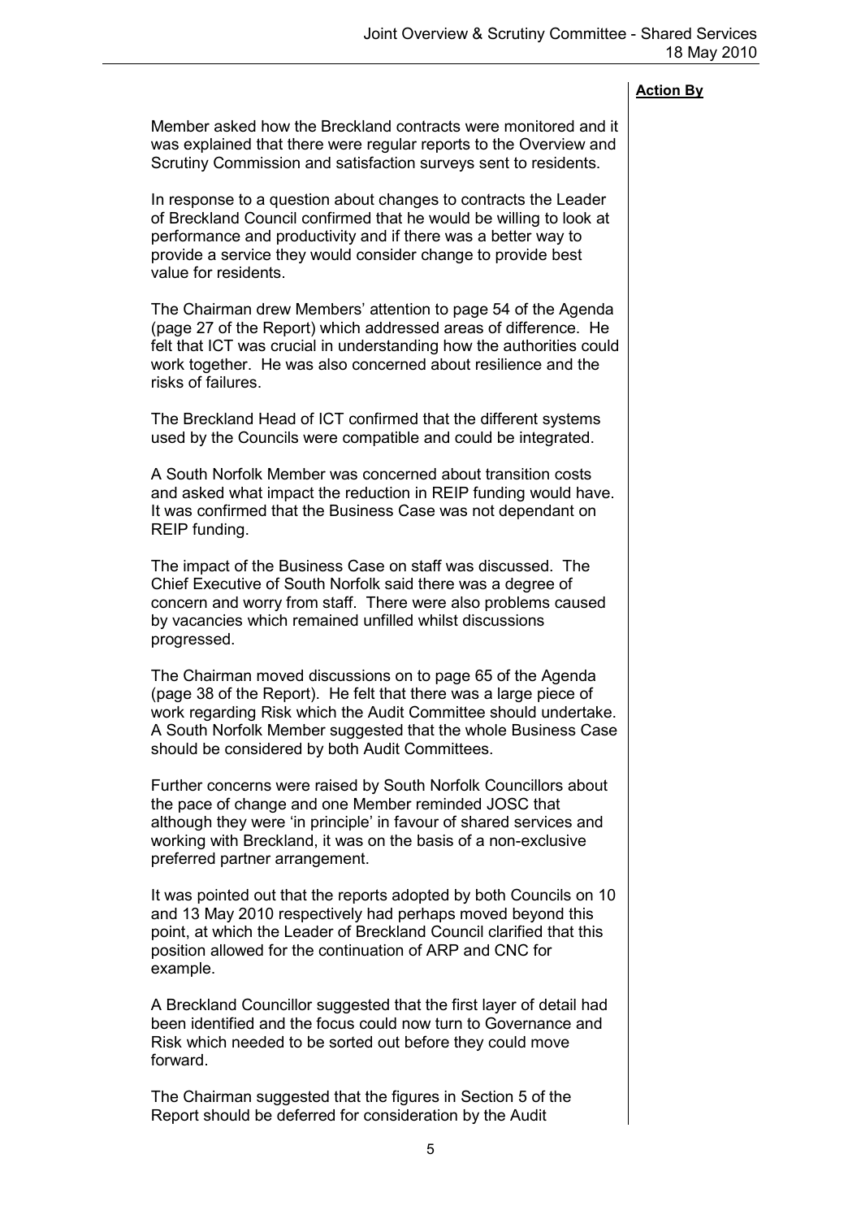**Action By**

Member asked how the Breckland contracts were monitored and it was explained that there were regular reports to the Overview and Scrutiny Commission and satisfaction surveys sent to residents.

In response to a question about changes to contracts the Leader of Breckland Council confirmed that he would be willing to look at performance and productivity and if there was a better way to provide a service they would consider change to provide best value for residents.

The Chairman drew Members' attention to page 54 of the Agenda (page 27 of the Report) which addressed areas of difference. He felt that ICT was crucial in understanding how the authorities could work together. He was also concerned about resilience and the risks of failures.

The Breckland Head of ICT confirmed that the different systems used by the Councils were compatible and could be integrated.

A South Norfolk Member was concerned about transition costs and asked what impact the reduction in REIP funding would have. It was confirmed that the Business Case was not dependant on REIP funding.

The impact of the Business Case on staff was discussed. The Chief Executive of South Norfolk said there was a degree of concern and worry from staff. There were also problems caused by vacancies which remained unfilled whilst discussions progressed.

The Chairman moved discussions on to page 65 of the Agenda (page 38 of the Report). He felt that there was a large piece of work regarding Risk which the Audit Committee should undertake. A South Norfolk Member suggested that the whole Business Case should be considered by both Audit Committees.

Further concerns were raised by South Norfolk Councillors about the pace of change and one Member reminded JOSC that although they were 'in principle' in favour of shared services and working with Breckland, it was on the basis of a non-exclusive preferred partner arrangement.

It was pointed out that the reports adopted by both Councils on 10 and 13 May 2010 respectively had perhaps moved beyond this point, at which the Leader of Breckland Council clarified that this position allowed for the continuation of ARP and CNC for example.

A Breckland Councillor suggested that the first layer of detail had been identified and the focus could now turn to Governance and Risk which needed to be sorted out before they could move forward.

The Chairman suggested that the figures in Section 5 of the Report should be deferred for consideration by the Audit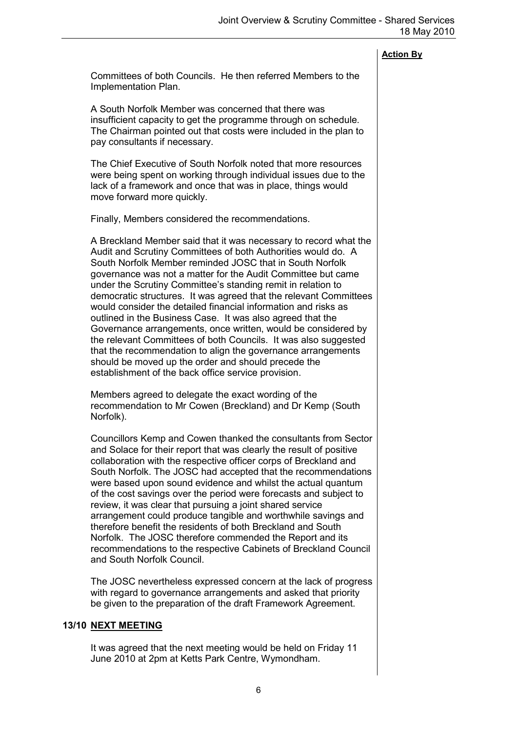**Action By**

Committees of both Councils. He then referred Members to the Implementation Plan.

A South Norfolk Member was concerned that there was insufficient capacity to get the programme through on schedule. The Chairman pointed out that costs were included in the plan to pay consultants if necessary.

The Chief Executive of South Norfolk noted that more resources were being spent on working through individual issues due to the lack of a framework and once that was in place, things would move forward more quickly.

Finally, Members considered the recommendations.

A Breckland Member said that it was necessary to record what the Audit and Scrutiny Committees of both Authorities would do. A South Norfolk Member reminded JOSC that in South Norfolk governance was not a matter for the Audit Committee but came under the Scrutiny Committee's standing remit in relation to democratic structures. It was agreed that the relevant Committees would consider the detailed financial information and risks as outlined in the Business Case. It was also agreed that the Governance arrangements, once written, would be considered by the relevant Committees of both Councils. It was also suggested that the recommendation to align the governance arrangements should be moved up the order and should precede the establishment of the back office service provision.

Members agreed to delegate the exact wording of the recommendation to Mr Cowen (Breckland) and Dr Kemp (South Norfolk).

Councillors Kemp and Cowen thanked the consultants from Sector and Solace for their report that was clearly the result of positive collaboration with the respective officer corps of Breckland and South Norfolk. The JOSC had accepted that the recommendations were based upon sound evidence and whilst the actual quantum of the cost savings over the period were forecasts and subject to review, it was clear that pursuing a joint shared service arrangement could produce tangible and worthwhile savings and therefore benefit the residents of both Breckland and South Norfolk. The JOSC therefore commended the Report and its recommendations to the respective Cabinets of Breckland Council and South Norfolk Council.

The JOSC nevertheless expressed concern at the lack of progress with regard to governance arrangements and asked that priority be given to the preparation of the draft Framework Agreement.

## 13/10 NEXT MEETING

It was agreed that the next meeting would be held on Friday 11 June 2010 at 2pm at Ketts Park Centre, Wymondham.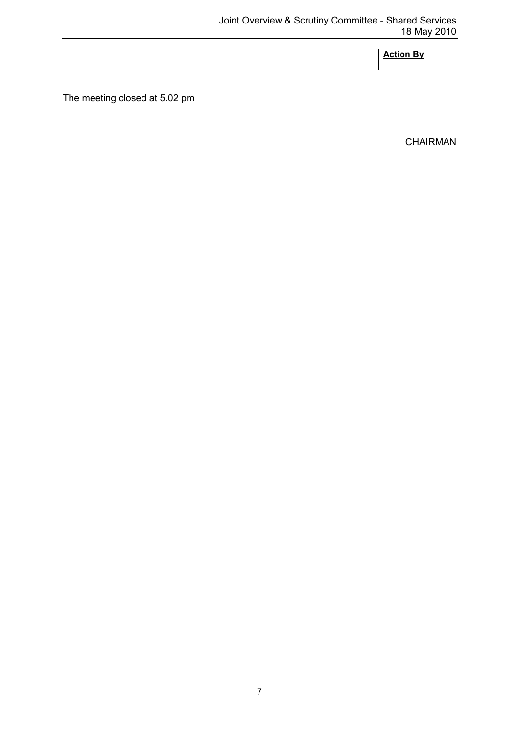**Action By**

The meeting closed at 5.02 pm

CHAIRMAN